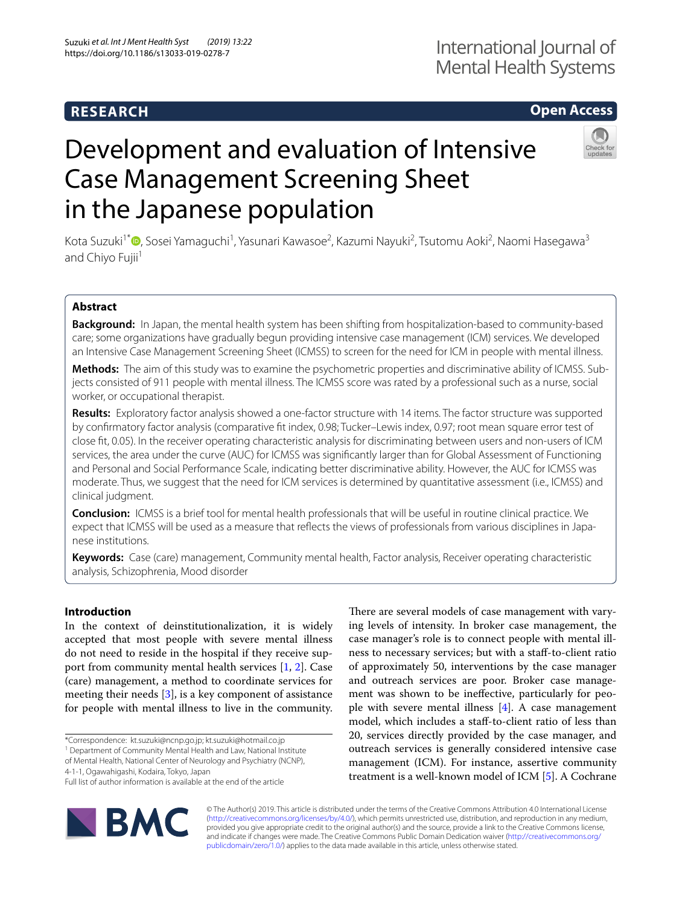RESEARCH

Open Access

# Development and evaluation of Intensive Case Management Screening Sheet in the Japanese population

Kota Suzuki[1*], Sosei Yamaguchi[1], Yasunari Kawasoe[2], Kazumi Nayuki[2], Tsutomu Aoki[2], Naomi Hasegawa[3] and Chiyo Fujii[1]

## Abstract

**Background:** In Japan, the mental health system has been shifting from hospitalization-based to community-based care; some organizations have gradually begun providing intensive case management (ICM) services. We developed an Intensive Case Management Screening Sheet (ICMSS) to screen for the need for ICM in people with mental illness.

**Methods:** The aim of this study was to examine the psychometric properties and discriminative ability of ICMSS. Subjects consisted of 911 people with mental illness. The ICMSS score was rated by a professional such as a nurse, social worker, or occupational therapist.

**Results:** Exploratory factor analysis showed a one-factor structure with 14 items. The factor structure was supported by confirmatory factor analysis (comparative fit index, 0.98; Tucker–Lewis index, 0.97; root mean square error test of close fit, 0.05). In the receiver operating characteristic analysis for discriminating between users and non-users of ICM services, the area under the curve (AUC) for ICMSS was significantly larger than for Global Assessment of Functioning and Personal and Social Performance Scale, indicating better discriminative ability. However, the AUC for ICMSS was moderate. Thus, we suggest that the need for ICM services is determined by quantitative assessment (i.e., ICMSS) and clinical judgment.

**Conclusion:** ICMSS is a brief tool for mental health professionals that will be useful in routine clinical practice. We expect that ICMSS will be used as a measure that reflects the views of professionals from various disciplines in Japanese institutions.

**Keywords:** Case (care) management, Community mental health, Factor analysis, Receiver operating characteristic analysis, Schizophrenia, Mood disorder

## Introduction

In the context of deinstitutionalization, it is widely accepted that most people with severe mental illness do not need to reside in the hospital if they receive support from community mental health services [1, 2]. Case (care) management, a method to coordinate services for meeting their needs [3], is a key component of assistance for people with mental illness to live in the community.

There are several models of case management with varying levels of intensity. In broker case management, the case manager's role is to connect people with mental illness to necessary services; but with a staff-to-client ratio of approximately 50, interventions by the case manager and outreach services are poor. Broker case management was shown to be ineffective, particularly for people with severe mental illness [4]. A case management model, which includes a staff-to-client ratio of less than 20, services directly provided by the case manager, and outreach services is generally considered intensive case management (ICM). For instance, assertive community treatment is a well-known model of ICM [5]. A Cochrane

*Correspondence: kt.suzuki@ncnp.go.jp; kt.suzuki@hotmail.co.jp
[1] Department of Community Mental Health and Law, National Institute of Mental Health, National Center of Neurology and Psychiatry (NCNP), 4-1-1, Ogawahigashi, Kodaira, Tokyo, Japan
Full list of author information is available at the end of the article

© The Author(s) 2019. This article is distributed under the terms of the Creative Commons Attribution 4.0 International License (http://creativecommons.org/licenses/by/4.0/), which permits unrestricted use, distribution, and reproduction in any medium, provided you give appropriate credit to the original author(s) and the source, provide a link to the Creative Commons license, and indicate if changes were made. The Creative Commons Public Domain Dedication waiver (http://creativecommons.org/publicdomain/zero/1.0/) applies to the data made available in this article, unless otherwise stated.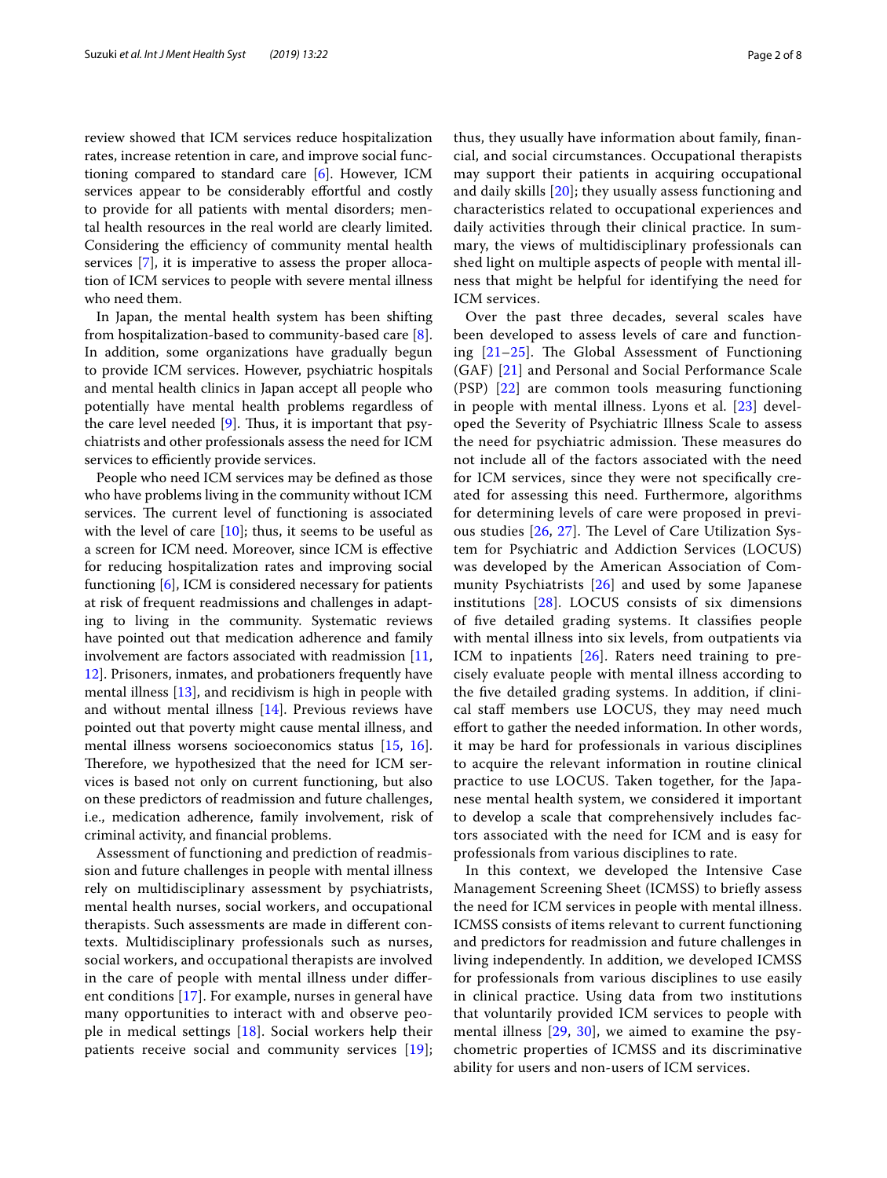review showed that ICM services reduce hospitalization rates, increase retention in care, and improve social functioning compared to standard care [6]. However, ICM services appear to be considerably effortful and costly to provide for all patients with mental disorders; mental health resources in the real world are clearly limited. Considering the efficiency of community mental health services [7], it is imperative to assess the proper allocation of ICM services to people with severe mental illness who need them.

In Japan, the mental health system has been shifting from hospitalization-based to community-based care [8]. In addition, some organizations have gradually begun to provide ICM services. However, psychiatric hospitals and mental health clinics in Japan accept all people who potentially have mental health problems regardless of the care level needed [9]. Thus, it is important that psychiatrists and other professionals assess the need for ICM services to efficiently provide services.

People who need ICM services may be defined as those who have problems living in the community without ICM services. The current level of functioning is associated with the level of care [10]; thus, it seems to be useful as a screen for ICM need. Moreover, since ICM is effective for reducing hospitalization rates and improving social functioning [6], ICM is considered necessary for patients at risk of frequent readmissions and challenges in adapting to living in the community. Systematic reviews have pointed out that medication adherence and family involvement are factors associated with readmission [11, 12]. Prisoners, inmates, and probationers frequently have mental illness [13], and recidivism is high in people with and without mental illness [14]. Previous reviews have pointed out that poverty might cause mental illness, and mental illness worsens socioeconomics status [15, 16]. Therefore, we hypothesized that the need for ICM services is based not only on current functioning, but also on these predictors of readmission and future challenges, i.e., medication adherence, family involvement, risk of criminal activity, and financial problems.

Assessment of functioning and prediction of readmission and future challenges in people with mental illness rely on multidisciplinary assessment by psychiatrists, mental health nurses, social workers, and occupational therapists. Such assessments are made in different contexts. Multidisciplinary professionals such as nurses, social workers, and occupational therapists are involved in the care of people with mental illness under different conditions [17]. For example, nurses in general have many opportunities to interact with and observe people in medical settings [18]. Social workers help their patients receive social and community services [19]; thus, they usually have information about family, financial, and social circumstances. Occupational therapists may support their patients in acquiring occupational and daily skills [20]; they usually assess functioning and characteristics related to occupational experiences and daily activities through their clinical practice. In summary, the views of multidisciplinary professionals can shed light on multiple aspects of people with mental illness that might be helpful for identifying the need for ICM services.

Over the past three decades, several scales have been developed to assess levels of care and functioning [21–25]. The Global Assessment of Functioning (GAF) [21] and Personal and Social Performance Scale (PSP) [22] are common tools measuring functioning in people with mental illness. Lyons et al. [23] developed the Severity of Psychiatric Illness Scale to assess the need for psychiatric admission. These measures do not include all of the factors associated with the need for ICM services, since they were not specifically created for assessing this need. Furthermore, algorithms for determining levels of care were proposed in previous studies [26, 27]. The Level of Care Utilization System for Psychiatric and Addiction Services (LOCUS) was developed by the American Association of Community Psychiatrists [26] and used by some Japanese institutions [28]. LOCUS consists of six dimensions of five detailed grading systems. It classifies people with mental illness into six levels, from outpatients via ICM to inpatients [26]. Raters need training to precisely evaluate people with mental illness according to the five detailed grading systems. In addition, if clinical staff members use LOCUS, they may need much effort to gather the needed information. In other words, it may be hard for professionals in various disciplines to acquire the relevant information in routine clinical practice to use LOCUS. Taken together, for the Japanese mental health system, we considered it important to develop a scale that comprehensively includes factors associated with the need for ICM and is easy for professionals from various disciplines to rate.

In this context, we developed the Intensive Case Management Screening Sheet (ICMSS) to briefly assess the need for ICM services in people with mental illness. ICMSS consists of items relevant to current functioning and predictors for readmission and future challenges in living independently. In addition, we developed ICMSS for professionals from various disciplines to use easily in clinical practice. Using data from two institutions that voluntarily provided ICM services to people with mental illness [29, 30], we aimed to examine the psychometric properties of ICMSS and its discriminative ability for users and non-users of ICM services.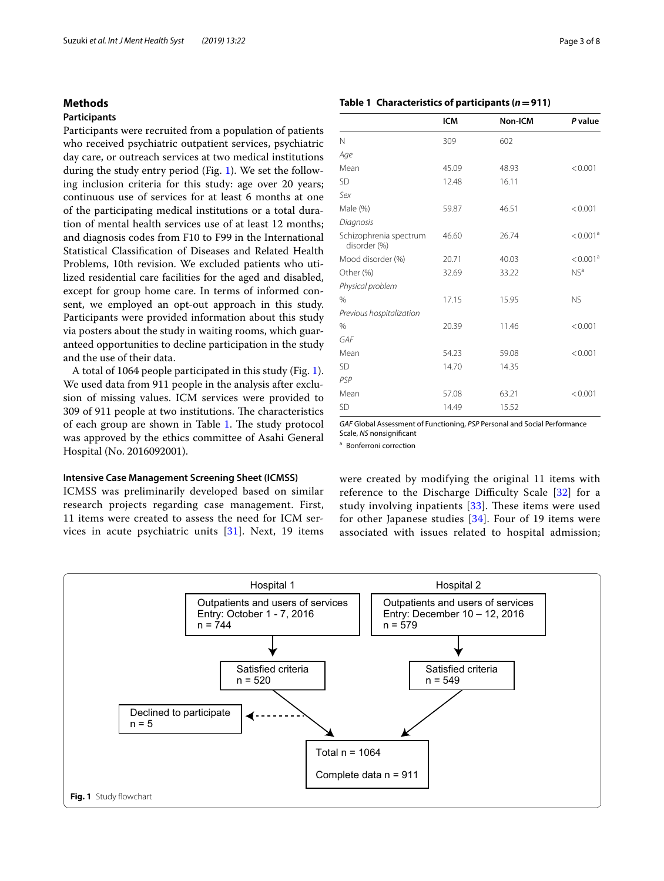## Methods

### Participants

Participants were recruited from a population of patients who received psychiatric outpatient services, psychiatric day care, or outreach services at two medical institutions during the study entry period (Fig. 1). We set the following inclusion criteria for this study: age over 20 years; continuous use of services for at least 6 months at one of the participating medical institutions or a total duration of mental health services use of at least 12 months; and diagnosis codes from F10 to F99 in the International Statistical Classification of Diseases and Related Health Problems, 10th revision. We excluded patients who utilized residential care facilities for the aged and disabled, except for group home care. In terms of informed consent, we employed an opt-out approach in this study. Participants were provided information about this study via posters about the study in waiting rooms, which guaranteed opportunities to decline participation in the study and the use of their data.

A total of 1064 people participated in this study (Fig. 1). We used data from 911 people in the analysis after exclusion of missing values. ICM services were provided to 309 of 911 people at two institutions. The characteristics of each group are shown in Table 1. The study protocol was approved by the ethics committee of Asahi General Hospital (No. 2016092001).

**Table 1 Characteristics of participants (*n* = 911)**

| | ICM | Non-ICM | *P* value |
|---|---|---|---|
| N | 309 | 602 | |
| *Age* | | | |
| Mean | 45.09 | 48.93 | < 0.001 |
| SD | 12.48 | 16.11 | |
| *Sex* | | | |
| Male (%) | 59.87 | 46.51 | < 0.001 |
| *Diagnosis* | | | |
| Schizophrenia spectrum disorder (%) | 46.60 | 26.74 | < 0.001[a] |
| Mood disorder (%) | 20.71 | 40.03 | < 0.001[a] |
| Other (%) | 32.69 | 33.22 | NS[a] |
| *Physical problem* | | | |
| % | 17.15 | 15.95 | NS |
| *Previous hospitalization* | | | |
| % | 20.39 | 11.46 | < 0.001 |
| *GAF* | | | |
| Mean | 54.23 | 59.08 | < 0.001 |
| SD | 14.70 | 14.35 | |
| *PSP* | | | |
| Mean | 57.08 | 63.21 | < 0.001 |
| SD | 14.49 | 15.52 | |

*GAF* Global Assessment of Functioning, *PSP* Personal and Social Performance Scale, *NS* nonsignificant

[a] Bonferroni correction

### Intensive Case Management Screening Sheet (ICMSS)

ICMSS was preliminarily developed based on similar research projects regarding case management. First, 11 items were created to assess the need for ICM services in acute psychiatric units [31]. Next, 19 items were created by modifying the original 11 items with reference to the Discharge Difficulty Scale [32] for a study involving inpatients [33]. These items were used for other Japanese studies [34]. Four of 19 items were associated with issues related to hospital admission;

```
Hospital 1                                   Hospital 2
Outpatients and users of services            Outpatients and users of services
Entry: October 1 - 7, 2016                   Entry: December 10 – 12, 2016
n = 744                                      n = 579
        ↓                                            ↓
Satisfied criteria                           Satisfied criteria
n = 520                                      n = 549

Declined to participate  <- - - -
n = 5
                        Total n = 1064
                        Complete data n = 911
```

**Fig. 1** Study flowchart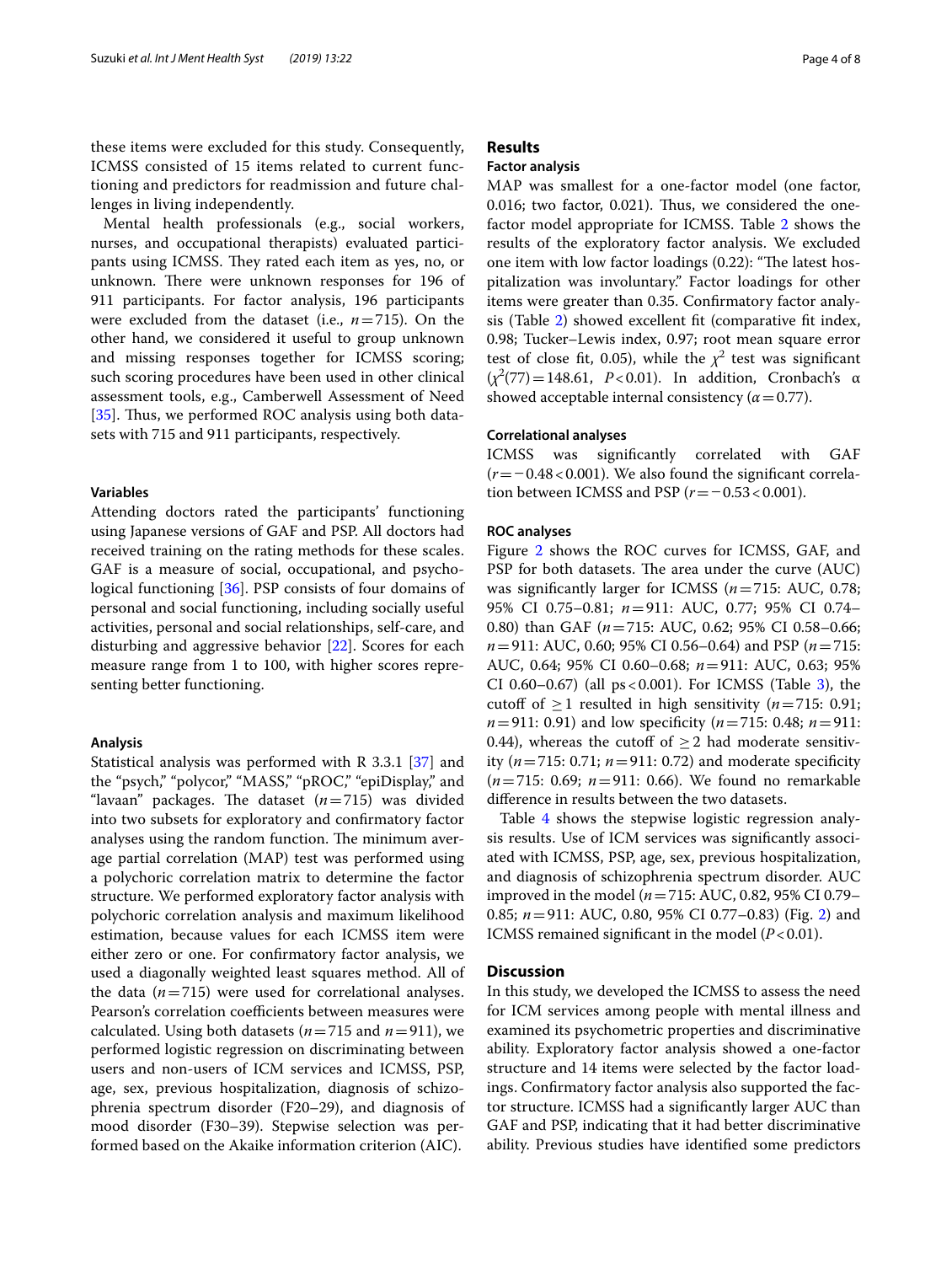these items were excluded for this study. Consequently, ICMSS consisted of 15 items related to current functioning and predictors for readmission and future challenges in living independently.

Mental health professionals (e.g., social workers, nurses, and occupational therapists) evaluated participants using ICMSS. They rated each item as yes, no, or unknown. There were unknown responses for 196 of 911 participants. For factor analysis, 196 participants were excluded from the dataset (i.e., $n=715$). On the other hand, we considered it useful to group unknown and missing responses together for ICMSS scoring; such scoring procedures have been used in other clinical assessment tools, e.g., Camberwell Assessment of Need [35]. Thus, we performed ROC analysis using both datasets with 715 and 911 participants, respectively.

#### Variables

Attending doctors rated the participants' functioning using Japanese versions of GAF and PSP. All doctors had received training on the rating methods for these scales. GAF is a measure of social, occupational, and psychological functioning [36]. PSP consists of four domains of personal and social functioning, including socially useful activities, personal and social relationships, self-care, and disturbing and aggressive behavior [22]. Scores for each measure range from 1 to 100, with higher scores representing better functioning.

#### Analysis

Statistical analysis was performed with R 3.3.1 [37] and the "psych," "polycor," "MASS," "pROC," "epiDisplay," and "lavaan" packages. The dataset ($n=715$) was divided into two subsets for exploratory and confirmatory factor analyses using the random function. The minimum average partial correlation (MAP) test was performed using a polychoric correlation matrix to determine the factor structure. We performed exploratory factor analysis with polychoric correlation analysis and maximum likelihood estimation, because values for each ICMSS item were either zero or one. For confirmatory factor analysis, we used a diagonally weighted least squares method. All of the data ($n=715$) were used for correlational analyses. Pearson's correlation coefficients between measures were calculated. Using both datasets ($n=715$ and $n=911$), we performed logistic regression on discriminating between users and non-users of ICM services and ICMSS, PSP, age, sex, previous hospitalization, diagnosis of schizophrenia spectrum disorder (F20–29), and diagnosis of mood disorder (F30–39). Stepwise selection was performed based on the Akaike information criterion (AIC).

## Results

#### Factor analysis

MAP was smallest for a one-factor model (one factor, 0.016; two factor, 0.021). Thus, we considered the one-factor model appropriate for ICMSS. Table 2 shows the results of the exploratory factor analysis. We excluded one item with low factor loadings (0.22): "The latest hospitalization was involuntary." Factor loadings for other items were greater than 0.35. Confirmatory factor analysis (Table 2) showed excellent fit (comparative fit index, 0.98; Tucker–Lewis index, 0.97; root mean square error test of close fit, 0.05), while the $\chi^2$ test was significant ($\chi^2(77)=148.61$, $P<0.01$). In addition, Cronbach's α showed acceptable internal consistency ($\alpha=0.77$).

#### Correlational analyses

ICMSS was significantly correlated with GAF ($r=-0.48<0.001$). We also found the significant correlation between ICMSS and PSP ($r=-0.53<0.001$).

#### ROC analyses

Figure 2 shows the ROC curves for ICMSS, GAF, and PSP for both datasets. The area under the curve (AUC) was significantly larger for ICMSS ($n=715$: AUC, 0.78; 95% CI 0.75–0.81; $n=911$: AUC, 0.77; 95% CI 0.74–0.80) than GAF ($n=715$: AUC, 0.62; 95% CI 0.58–0.66; $n=911$: AUC, 0.60; 95% CI 0.56–0.64) and PSP ($n=715$: AUC, 0.64; 95% CI 0.60–0.68; $n=911$: AUC, 0.63; 95% CI 0.60–0.67) (all ps < 0.001). For ICMSS (Table 3), the cutoff of $\geq 1$ resulted in high sensitivity ($n=715$: 0.91; $n=911$: 0.91) and low specificity ($n=715$: 0.48; $n=911$: 0.44), whereas the cutoff of $\geq 2$ had moderate sensitivity ($n=715$: 0.71; $n=911$: 0.72) and moderate specificity ($n=715$: 0.69; $n=911$: 0.66). We found no remarkable difference in results between the two datasets.

Table 4 shows the stepwise logistic regression analysis results. Use of ICM services was significantly associated with ICMSS, PSP, age, sex, previous hospitalization, and diagnosis of schizophrenia spectrum disorder. AUC improved in the model ($n=715$: AUC, 0.82, 95% CI 0.79–0.85; $n=911$: AUC, 0.80, 95% CI 0.77–0.83) (Fig. 2) and ICMSS remained significant in the model ($P<0.01$).

## Discussion

In this study, we developed the ICMSS to assess the need for ICM services among people with mental illness and examined its psychometric properties and discriminative ability. Exploratory factor analysis showed a one-factor structure and 14 items were selected by the factor loadings. Confirmatory factor analysis also supported the factor structure. ICMSS had a significantly larger AUC than GAF and PSP, indicating that it had better discriminative ability. Previous studies have identified some predictors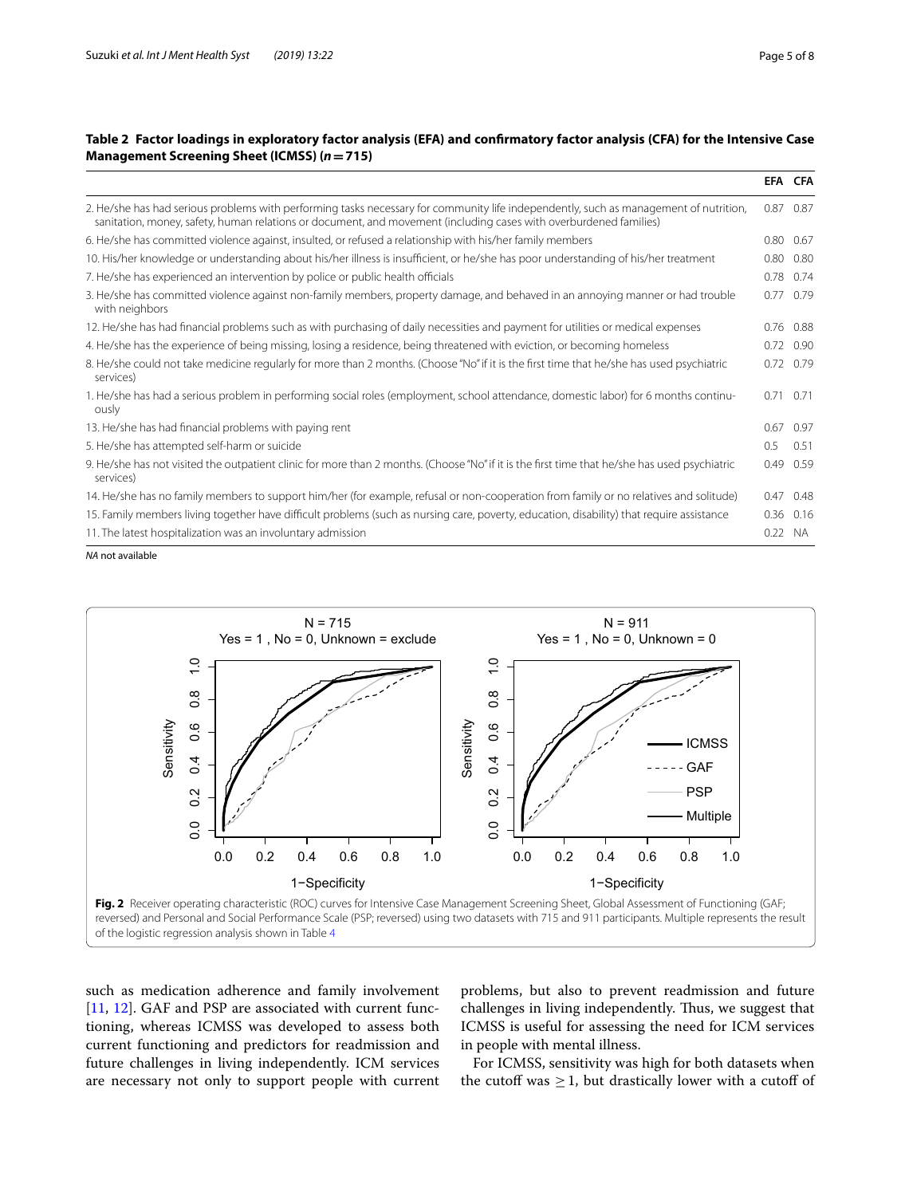**Table 2 Factor loadings in exploratory factor analysis (EFA) and confirmatory factor analysis (CFA) for the Intensive Case Management Screening Sheet (ICMSS) ($n = 715$)**

| | EFA | CFA |
|---|---|---|
| 2. He/she has had serious problems with performing tasks necessary for community life independently, such as management of nutrition, sanitation, money, safety, human relations or document, and movement (including cases with overburdened families) | 0.87 | 0.87 |
| 6. He/she has committed violence against, insulted, or refused a relationship with his/her family members | 0.80 | 0.67 |
| 10. His/her knowledge or understanding about his/her illness is insufficient, or he/she has poor understanding of his/her treatment | 0.80 | 0.80 |
| 7. He/she has experienced an intervention by police or public health officials | 0.78 | 0.74 |
| 3. He/she has committed violence against non-family members, property damage, and behaved in an annoying manner or had trouble with neighbors | 0.77 | 0.79 |
| 12. He/she has had financial problems such as with purchasing of daily necessities and payment for utilities or medical expenses | 0.76 | 0.88 |
| 4. He/she has the experience of being missing, losing a residence, being threatened with eviction, or becoming homeless | 0.72 | 0.90 |
| 8. He/she could not take medicine regularly for more than 2 months. (Choose "No" if it is the first time that he/she has used psychiatric services) | 0.72 | 0.79 |
| 1. He/she has had a serious problem in performing social roles (employment, school attendance, domestic labor) for 6 months continuously | 0.71 | 0.71 |
| 13. He/she has had financial problems with paying rent | 0.67 | 0.97 |
| 5. He/she has attempted self-harm or suicide | 0.5 | 0.51 |
| 9. He/she has not visited the outpatient clinic for more than 2 months. (Choose "No" if it is the first time that he/she has used psychiatric services) | 0.49 | 0.59 |
| 14. He/she has no family members to support him/her (for example, refusal or non-cooperation from family or no relatives and solitude) | 0.47 | 0.48 |
| 15. Family members living together have difficult problems (such as nursing care, poverty, education, disability) that require assistance | 0.36 | 0.16 |
| 11. The latest hospitalization was an involuntary admission | 0.22 | NA |

*NA* not available

**Fig. 2** Receiver operating characteristic (ROC) curves for Intensive Case Management Screening Sheet, Global Assessment of Functioning (GAF; reversed) and Personal and Social Performance Scale (PSP; reversed) using two datasets with 715 and 911 participants. Multiple represents the result of the logistic regression analysis shown in Table 4

such as medication adherence and family involvement [11, 12]. GAF and PSP are associated with current functioning, whereas ICMSS was developed to assess both current functioning and predictors for readmission and future challenges in living independently. ICM services are necessary not only to support people with current problems, but also to prevent readmission and future challenges in living independently. Thus, we suggest that ICMSS is useful for assessing the need for ICM services in people with mental illness.

For ICMSS, sensitivity was high for both datasets when the cutoff was $\geq 1$, but drastically lower with a cutoff of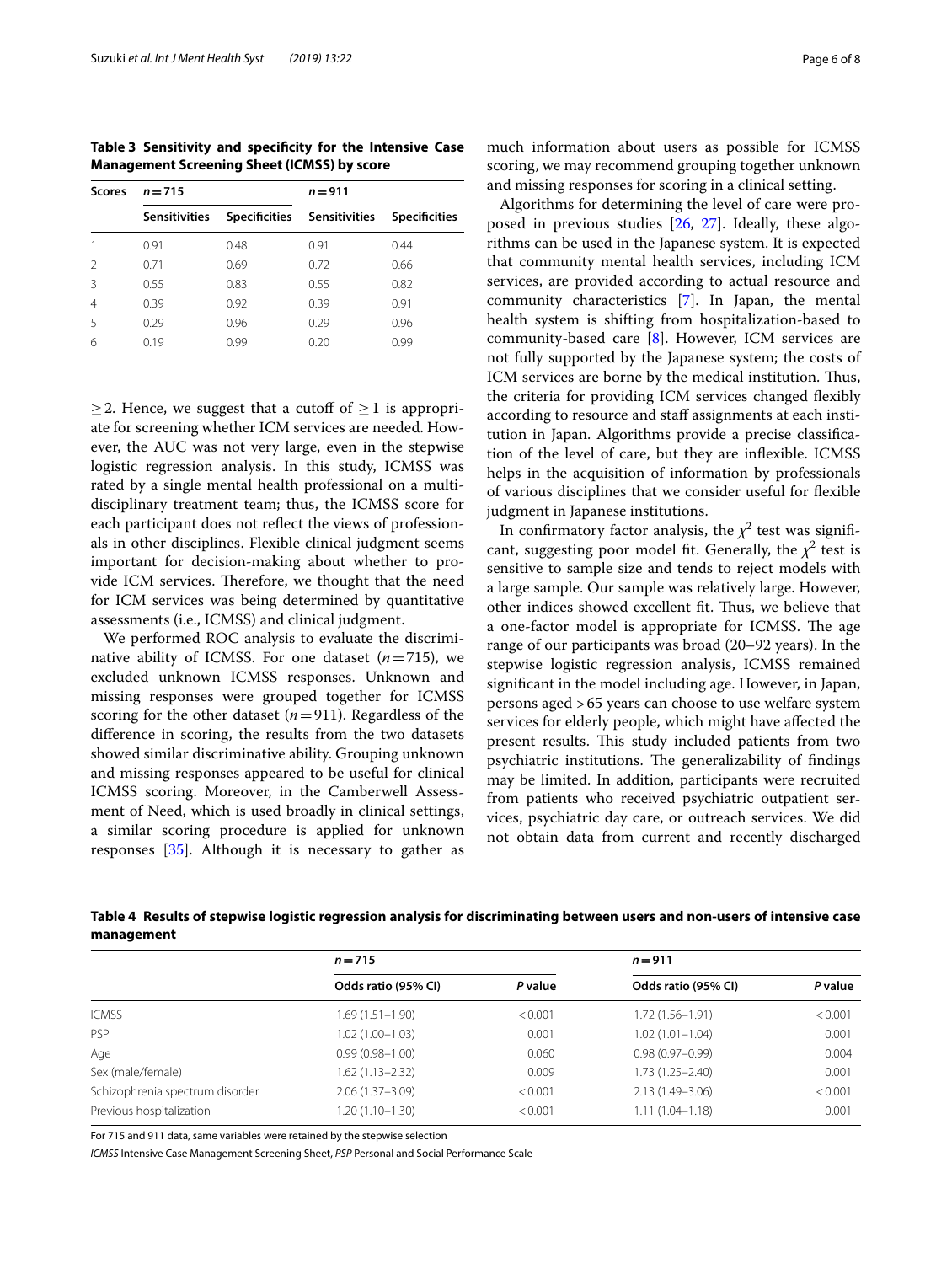**Table 3 Sensitivity and specificity for the Intensive Case Management Screening Sheet (ICMSS) by score**

| Scores | $n = 715$ | | $n = 911$ | |
|---|---|---|---|---|
| | Sensitivities | Specificities | Sensitivities | Specificities |
| 1 | 0.91 | 0.48 | 0.91 | 0.44 |
| 2 | 0.71 | 0.69 | 0.72 | 0.66 |
| 3 | 0.55 | 0.83 | 0.55 | 0.82 |
| 4 | 0.39 | 0.92 | 0.39 | 0.91 |
| 5 | 0.29 | 0.96 | 0.29 | 0.96 |
| 6 | 0.19 | 0.99 | 0.20 | 0.99 |

≥ 2. Hence, we suggest that a cutoff of ≥ 1 is appropriate for screening whether ICM services are needed. However, the AUC was not very large, even in the stepwise logistic regression analysis. In this study, ICMSS was rated by a single mental health professional on a multidisciplinary treatment team; thus, the ICMSS score for each participant does not reflect the views of professionals in other disciplines. Flexible clinical judgment seems important for decision-making about whether to provide ICM services. Therefore, we thought that the need for ICM services was being determined by quantitative assessments (i.e., ICMSS) and clinical judgment.

We performed ROC analysis to evaluate the discriminative ability of ICMSS. For one dataset ($n = 715$), we excluded unknown ICMSS responses. Unknown and missing responses were grouped together for ICMSS scoring for the other dataset ($n = 911$). Regardless of the difference in scoring, the results from the two datasets showed similar discriminative ability. Grouping unknown and missing responses appeared to be useful for clinical ICMSS scoring. Moreover, in the Camberwell Assessment of Need, which is used broadly in clinical settings, a similar scoring procedure is applied for unknown responses [35]. Although it is necessary to gather as much information about users as possible for ICMSS scoring, we may recommend grouping together unknown and missing responses for scoring in a clinical setting.

Algorithms for determining the level of care were proposed in previous studies [26, 27]. Ideally, these algorithms can be used in the Japanese system. It is expected that community mental health services, including ICM services, are provided according to actual resource and community characteristics [7]. In Japan, the mental health system is shifting from hospitalization-based to community-based care [8]. However, ICM services are not fully supported by the Japanese system; the costs of ICM services are borne by the medical institution. Thus, the criteria for providing ICM services changed flexibly according to resource and staff assignments at each institution in Japan. Algorithms provide a precise classification of the level of care, but they are inflexible. ICMSS helps in the acquisition of information by professionals of various disciplines that we consider useful for flexible judgment in Japanese institutions.

In confirmatory factor analysis, the $\chi^2$ test was significant, suggesting poor model fit. Generally, the $\chi^2$ test is sensitive to sample size and tends to reject models with a large sample. Our sample was relatively large. However, other indices showed excellent fit. Thus, we believe that a one-factor model is appropriate for ICMSS. The age range of our participants was broad (20–92 years). In the stepwise logistic regression analysis, ICMSS remained significant in the model including age. However, in Japan, persons aged > 65 years can choose to use welfare system services for elderly people, which might have affected the present results. This study included patients from two psychiatric institutions. The generalizability of findings may be limited. In addition, participants were recruited from patients who received psychiatric outpatient services, psychiatric day care, or outreach services. We did not obtain data from current and recently discharged

**Table 4 Results of stepwise logistic regression analysis for discriminating between users and non-users of intensive case management**

| | $n = 715$ | | $n = 911$ | |
|---|---|---|---|---|
| | Odds ratio (95% CI) | P value | Odds ratio (95% CI) | P value |
| ICMSS | 1.69 (1.51–1.90) | < 0.001 | 1.72 (1.56–1.91) | < 0.001 |
| PSP | 1.02 (1.00–1.03) | 0.001 | 1.02 (1.01–1.04) | 0.001 |
| Age | 0.99 (0.98–1.00) | 0.060 | 0.98 (0.97–0.99) | 0.004 |
| Sex (male/female) | 1.62 (1.13–2.32) | 0.009 | 1.73 (1.25–2.40) | 0.001 |
| Schizophrenia spectrum disorder | 2.06 (1.37–3.09) | < 0.001 | 2.13 (1.49–3.06) | < 0.001 |
| Previous hospitalization | 1.20 (1.10–1.30) | < 0.001 | 1.11 (1.04–1.18) | 0.001 |

For 715 and 911 data, same variables were retained by the stepwise selection

*ICMSS* Intensive Case Management Screening Sheet, *PSP* Personal and Social Performance Scale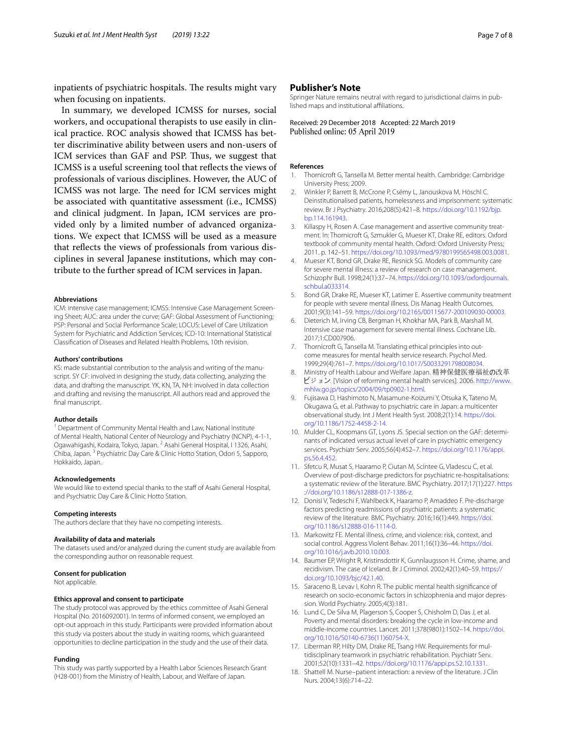inpatients of psychiatric hospitals. The results might vary when focusing on inpatients.

In summary, we developed ICMSS for nurses, social workers, and occupational therapists to use easily in clinical practice. ROC analysis showed that ICMSS has better discriminative ability between users and non-users of ICM services than GAF and PSP. Thus, we suggest that ICMSS is a useful screening tool that reflects the views of professionals of various disciplines. However, the AUC of ICMSS was not large. The need for ICM services might be associated with quantitative assessment (i.e., ICMSS) and clinical judgment. In Japan, ICM services are provided only by a limited number of advanced organizations. We expect that ICMSS will be used as a measure that reflects the views of professionals from various disciplines in several Japanese institutions, which may contribute to the further spread of ICM services in Japan.

#### Abbreviations

ICM: intensive case management; ICMSS: Intensive Case Management Screening Sheet; AUC: area under the curve; GAF: Global Assessment of Functioning; PSP: Personal and Social Performance Scale; LOCUS: Level of Care Utilization System for Psychiatric and Addiction Services; ICD-10: International Statistical Classification of Diseases and Related Health Problems, 10th revision.

#### Authors' contributions

KS: made substantial contribution to the analysis and writing of the manuscript. SY CF: involved in designing the study, data collecting, analyzing the data, and drafting the manuscript. YK, KN, TA, NH: involved in data collection and drafting and revising the manuscript. All authors read and approved the final manuscript.

#### Author details

[1] Department of Community Mental Health and Law, National Institute of Mental Health, National Center of Neurology and Psychiatry (NCNP), 4-1-1, Ogawahigashi, Kodaira, Tokyo, Japan. [2] Asahi General Hospital, I 1326, Asahi, Chiba, Japan. [3] Psychiatric Day Care & Clinic Hotto Station, Odori 5, Sapporo, Hokkaido, Japan.

#### Acknowledgements

We would like to extend special thanks to the staff of Asahi General Hospital, and Psychiatric Day Care & Clinic Hotto Station.

#### Competing interests

The authors declare that they have no competing interests.

#### Availability of data and materials

The datasets used and/or analyzed during the current study are available from the corresponding author on reasonable request.

#### Consent for publication

Not applicable.

#### Ethics approval and consent to participate

The study protocol was approved by the ethics committee of Asahi General Hospital (No. 2016092001). In terms of informed consent, we employed an opt-out approach in this study. Participants were provided information about this study via posters about the study in waiting rooms, which guaranteed opportunities to decline participation in the study and the use of their data.

#### Funding

This study was partly supported by a Health Labor Sciences Research Grant (H28-001) from the Ministry of Health, Labour, and Welfare of Japan.

## Publisher's Note

Springer Nature remains neutral with regard to jurisdictional claims in published maps and institutional affiliations.

Received: 29 December 2018 Accepted: 22 March 2019
Published online: 05 April 2019

#### References

1. Thornicroft G, Tansella M. Better mental health. Cambridge: Cambridge University Press; 2009.
2. Winkler P, Barrett B, McCrone P, Csémy L, Janouskova M, Höschl C. Deinstitutionalised patients, homelessness and imprisonment: systematic review. Br J Psychiatry. 2016;208(5):421–8. https://doi.org/10.1192/bjp.bp.114.161943.
3. Killaspy H, Rosen A. Case management and assertive community treatment. In: Thornicroft G, Szmukler G, Mueser KT, Drake RE, editors. Oxford textbook of community mental health. Oxford: Oxford University Press; 2011. p. 142–51. https://doi.org/10.1093/med/9780199565498.003.0081.
4. Mueser KT, Bond GR, Drake RE, Resnick SG. Models of community care for severe mental illness: a review of research on case management. Schizophr Bull. 1998;24(1):37–74. https://doi.org/10.1093/oxfordjournals.schbul.a033314.
5. Bond GR, Drake RE, Mueser KT, Latimer E. Assertive community treatment for people with severe mental illness. Dis Manag Health Outcomes. 2001;9(3):141–59. https://doi.org/10.2165/00115677-200109030-00003.
6. Dieterich M, Irving CB, Bergman H, Khokhar MA, Park B, Marshall M. Intensive case management for severe mental illness. Cochrane Lib. 2017;1:CD007906.
7. Thornicroft G, Tansella M. Translating ethical principles into outcome measures for mental health service research. Psychol Med. 1999;29(4):761–7. https://doi.org/10.1017/S0033291798008034.
8. Ministry of Health Labour and Welfare Japan. 精神保健医療福祉の改革ビジョン. [Vision of reforming mental health services]. 2006. http://www.mhlw.go.jp/topics/2004/09/tp0902-1.html.
9. Fujisawa D, Hashimoto N, Masamune-Koizumi Y, Otsuka K, Tateno M, Okugawa G, et al. Pathway to psychiatric care in Japan: a multicenter observational study. Int J Ment Health Syst. 2008;2(1):14. https://doi.org/10.1186/1752-4458-2-14.
10. Mulder CL, Koopmans GT, Lyons JS. Special section on the GAF: determinants of indicated versus actual level of care in psychiatric emergency services. Psychiatr Serv. 2005;56(4):452–7. https://doi.org/10.1176/appi.ps.56.4.452.
11. Sfetcu R, Musat S, Haaramo P, Ciutan M, Scintee G, Vladescu C, et al. Overview of post-discharge predictors for psychiatric re-hospitalisations: a systematic review of the literature. BMC Psychiatry. 2017;17(1):227. https://doi.org/10.1186/s12888-017-1386-z.
12. Donisi V, Tedeschi F, Wahlbeck K, Haaramo P, Amaddeo F. Pre-discharge factors predicting readmissions of psychiatric patients: a systematic review of the literature. BMC Psychiatry. 2016;16(1):449. https://doi.org/10.1186/s12888-016-1114-0.
13. Markowitz FE. Mental illness, crime, and violence: risk, context, and social control. Aggress Violent Behav. 2011;16(1):36–44. https://doi.org/10.1016/j.avb.2010.10.003.
14. Baumer EP, Wright R, Kristinsdottir K, Gunnlaugsson H. Crime, shame, and recidivism. The case of Iceland. Br J Criminol. 2002;42(1):40–59. https://doi.org/10.1093/bjc/42.1.40.
15. Saraceno B, Levav I, Kohn R. The public mental health significance of research on socio-economic factors in schizophrenia and major depression. World Psychiatry. 2005;4(3):181.
16. Lund C, De Silva M, Plagerson S, Cooper S, Chisholm D, Das J, et al. Poverty and mental disorders: breaking the cycle in low-income and middle-income countries. Lancet. 2011;378(9801):1502–14. https://doi.org/10.1016/S0140-6736(11)60754-X.
17. Liberman RP, Hilty DM, Drake RE, Tsang HW. Requirements for multidisciplinary teamwork in psychiatric rehabilitation. Psychiatr Serv. 2001;52(10):1331–42. https://doi.org/10.1176/appi.ps.52.10.1331.
18. Shattell M. Nurse–patient interaction: a review of the literature. J Clin Nurs. 2004;13(6):714–22.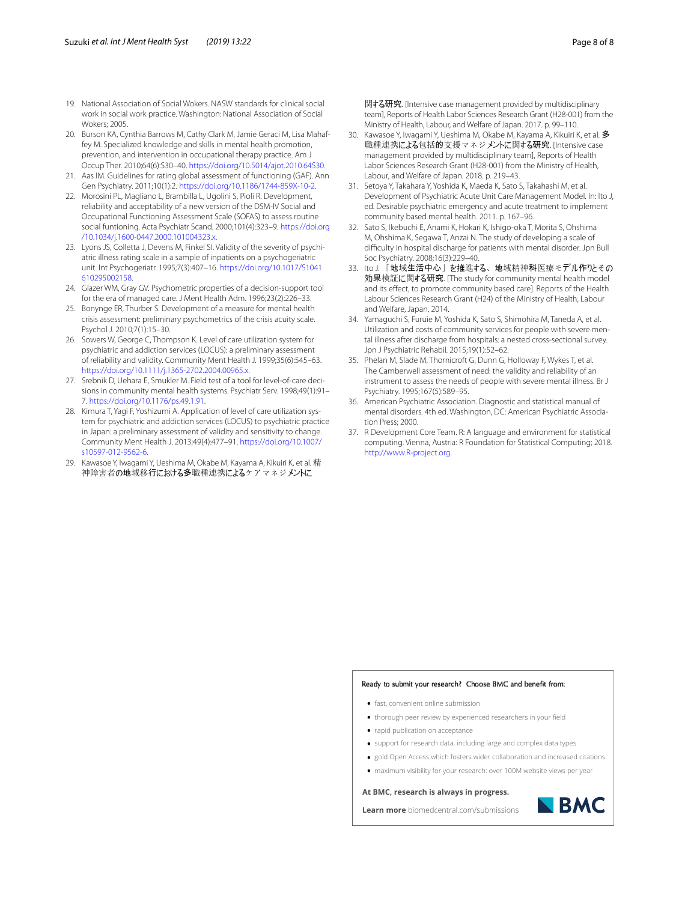19. National Association of Social Wokers. NASW standards for clinical social work in social work practice. Washington: National Association of Social Wokers; 2005.
20. Burson KA, Cynthia Barrows M, Cathy Clark M, Jamie Geraci M, Lisa Mahaffey M. Specialized knowledge and skills in mental health promotion, prevention, and intervention in occupational therapy practice. Am J Occup Ther. 2010;64(6):S30–40. https://doi.org/10.5014/ajot.2010.64S30.
21. Aas IM. Guidelines for rating global assessment of functioning (GAF). Ann Gen Psychiatry. 2011;10(1):2. https://doi.org/10.1186/1744-859X-10-2.
22. Morosini PL, Magliano L, Brambilla L, Ugolini S, Pioli R. Development, reliability and acceptability of a new version of the DSM-IV Social and Occupational Functioning Assessment Scale (SOFAS) to assess routine social funtioning. Acta Psychiatr Scand. 2000;101(4):323–9. https://doi.org/10.1034/j.1600-0447.2000.101004323.x.
23. Lyons JS, Colletta J, Devens M, Finkel SI. Validity of the severity of psychiatric illness rating scale in a sample of inpatients on a psychogeriatric unit. Int Psychogeriatr. 1995;7(3):407–16. https://doi.org/10.1017/S1041610295002158.
24. Glazer WM, Gray GV. Psychometric properties of a decision-support tool for the era of managed care. J Ment Health Adm. 1996;23(2):226–33.
25. Bonynge ER, Thurber S. Development of a measure for mental health crisis assessment: preliminary psychometrics of the crisis acuity scale. Psychol J. 2010;7(1):15–30.
26. Sowers W, George C, Thompson K. Level of care utilization system for psychiatric and addiction services (LOCUS): a preliminary assessment of reliability and validity. Community Ment Health J. 1999;35(6):545–63. https://doi.org/10.1111/j.1365-2702.2004.00965.x.
27. Srebnik D, Uehara E, Smukler M. Field test of a tool for level-of-care decisions in community mental health systems. Psychiatr Serv. 1998;49(1):91–7. https://doi.org/10.1176/ps.49.1.91.
28. Kimura T, Yagi F, Yoshizumi A. Application of level of care utilization system for psychiatric and addiction services (LOCUS) to psychiatric practice in Japan: a preliminary assessment of validity and sensitivity to change. Community Ment Health J. 2013;49(4):477–91. https://doi.org/10.1007/s10597-012-9562-6.
29. Kawasoe Y, Iwagami Y, Ueshima M, Okabe M, Kayama A, Kikuiri K, et al. 精神障害者の地域移行における多職種連携によるケアマネジメントに関する研究. [Intensive case management provided by multidisciplinary team], Reports of Health Labor Sciences Research Grant (H28-001) from the Ministry of Health, Labour, and Welfare of Japan. 2017. p. 99–110.
30. Kawasoe Y, Iwagami Y, Ueshima M, Okabe M, Kayama A, Kikuiri K, et al. 多職種連携による包括的支援マネジメントに関する研究. [Intensive case management provided by multidisciplinary team], Reports of Health Labor Sciences Research Grant (H28-001) from the Ministry of Health, Labour, and Welfare of Japan. 2018. p. 219–43.
31. Setoya Y, Takahara Y, Yoshida K, Maeda K, Sato S, Takahashi M, et al. Development of Psychiatric Acute Unit Care Management Model. In: Ito J, ed. Desirable psychiatric emergency and acute treatment to implement community based mental health. 2011. p. 167–96.
32. Sato S, Ikebuchi E, Anami K, Hokari K, Ishigo-oka T, Morita S, Ohshima M, Ohshima K, Segawa T, Anzai N. The study of developing a scale of difficulty in hospital discharge for patients with mental disorder. Jpn Bull Soc Psychiatry. 2008;16(3):229–40.
33. Ito J. 「地域生活中心」を推進する、地域精神科医療モデル作りとその効果検証に関する研究. [The study for community mental health model and its effect, to promote community based care]. Reports of the Health Labour Sciences Research Grant (H24) of the Ministry of Health, Labour and Welfare, Japan. 2014.
34. Yamaguchi S, Furuie M, Yoshida K, Sato S, Shimohira M, Taneda A, et al. Utilization and costs of community services for people with severe mental illness after discharge from hospitals: a nested cross-sectional survey. Jpn J Psychiatr Rehabil. 2015;19(1):52–62.
35. Phelan M, Slade M, Thornicroft G, Dunn G, Holloway F, Wykes T, et al. The Camberwell assessment of need: the validity and reliability of an instrument to assess the needs of people with severe mental illness. Br J Psychiatry. 1995;167(5):589–95.
36. American Psychiatric Association. Diagnostic and statistical manual of mental disorders. 4th ed. Washington, DC: American Psychiatric Association Press; 2000.
37. R Development Core Team. R: A language and environment for statistical computing. Vienna, Austria: R Foundation for Statistical Computing; 2018. http://www.R-project.org.

Ready to submit your research? Choose BMC and benefit from:

- fast, convenient online submission
- thorough peer review by experienced researchers in your field
- rapid publication on acceptance
- support for research data, including large and complex data types
- gold Open Access which fosters wider collaboration and increased citations
- maximum visibility for your research: over 100M website views per year

**At BMC, research is always in progress.**

**Learn more** biomedcentral.com/submissions

BMC